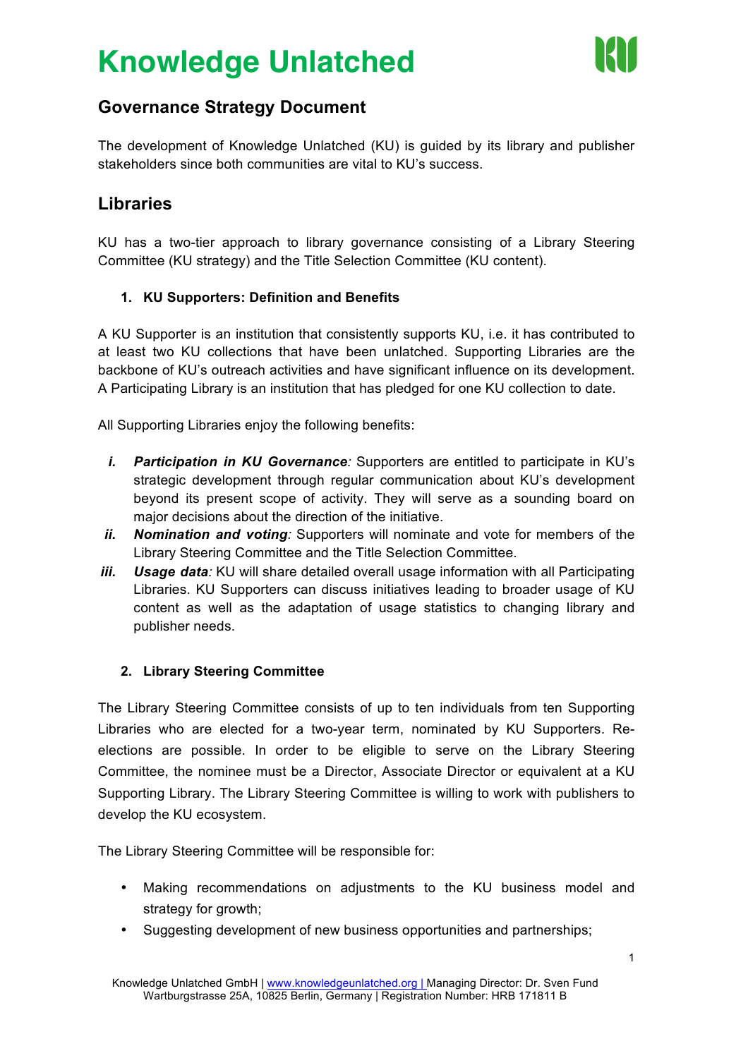# Knowledge Unlatched

## Governance Strategy Document

The development of Knowledge Unlatched (KU) is guided by its library and publisher stakeholders since both communities are vital to KU's success.

## Libraries

KU has a two-tier approach to library governance consisting of a Library Steering Committee (KU strategy) and the Title Selection Committee (KU content).

### 1. KU Supporters: Definition and Benefits

A KU Supporter is an institution that consistently supports KU, i.e. it has contributed to at least two KU collections that have been unlatched. Supporting Libraries are the backbone of KU's outreach activities and have significant influence on its development. A Participating Library is an institution that has pledged for one KU collection to date.

All Supporting Libraries enjoy the following benefits:

*i.* ***Participation in KU Governance**:* Supporters are entitled to participate in KU's strategic development through regular communication about KU's development beyond its present scope of activity. They will serve as a sounding board on major decisions about the direction of the initiative.

*ii.* ***Nomination and voting**:* Supporters will nominate and vote for members of the Library Steering Committee and the Title Selection Committee.

*iii.* ***Usage data**:* KU will share detailed overall usage information with all Participating Libraries. KU Supporters can discuss initiatives leading to broader usage of KU content as well as the adaptation of usage statistics to changing library and publisher needs.

### 2. Library Steering Committee

The Library Steering Committee consists of up to ten individuals from ten Supporting Libraries who are elected for a two-year term, nominated by KU Supporters. Re-elections are possible. In order to be eligible to serve on the Library Steering Committee, the nominee must be a Director, Associate Director or equivalent at a KU Supporting Library. The Library Steering Committee is willing to work with publishers to develop the KU ecosystem.

The Library Steering Committee will be responsible for:

- Making recommendations on adjustments to the KU business model and strategy for growth;
- Suggesting development of new business opportunities and partnerships;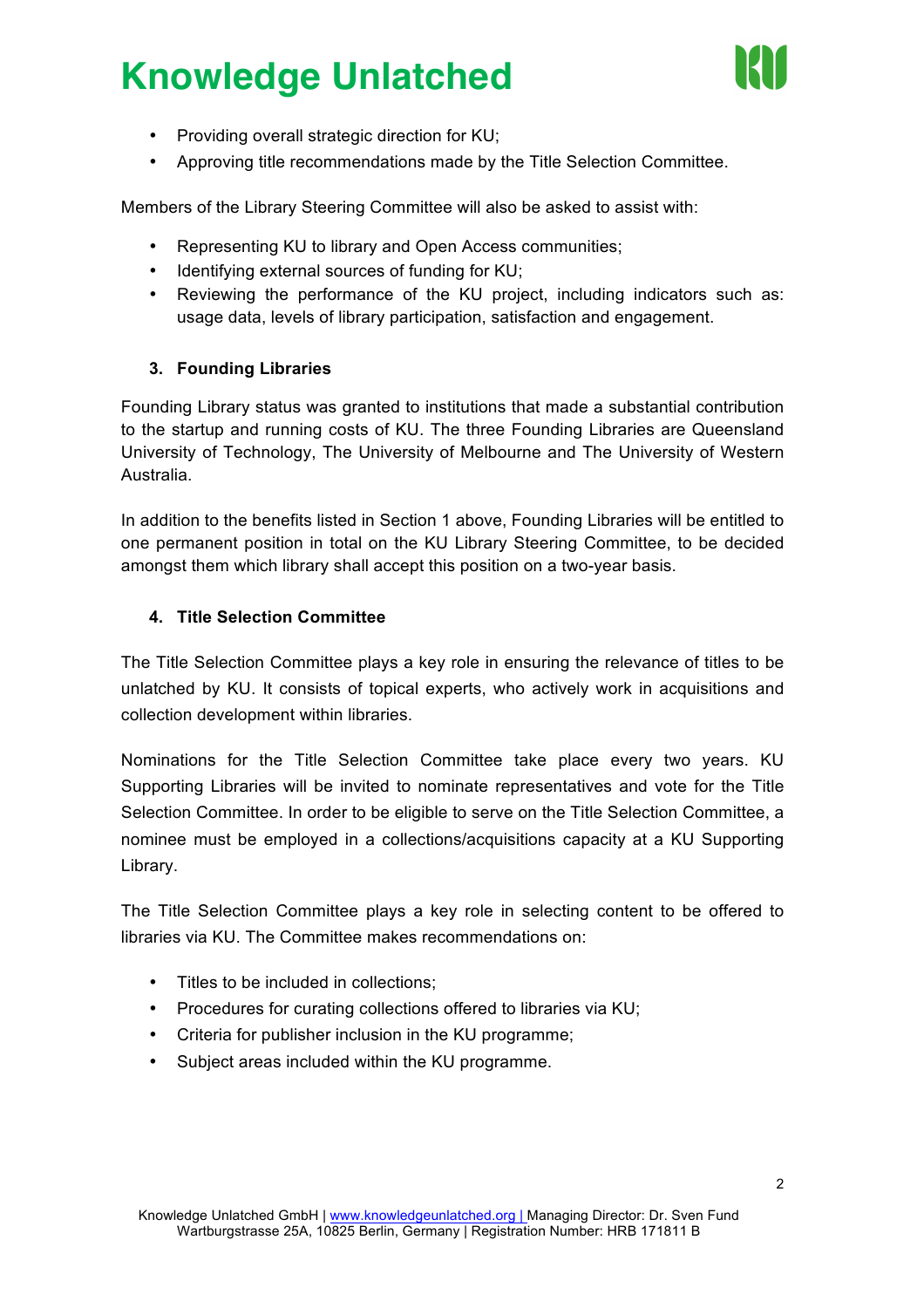- Providing overall strategic direction for KU;
- Approving title recommendations made by the Title Selection Committee.

Members of the Library Steering Committee will also be asked to assist with:

- Representing KU to library and Open Access communities;
- Identifying external sources of funding for KU;
- Reviewing the performance of the KU project, including indicators such as: usage data, levels of library participation, satisfaction and engagement.

### 3. Founding Libraries

Founding Library status was granted to institutions that made a substantial contribution to the startup and running costs of KU. The three Founding Libraries are Queensland University of Technology, The University of Melbourne and The University of Western Australia.

In addition to the benefits listed in Section 1 above, Founding Libraries will be entitled to one permanent position in total on the KU Library Steering Committee, to be decided amongst them which library shall accept this position on a two-year basis.

### 4. Title Selection Committee

The Title Selection Committee plays a key role in ensuring the relevance of titles to be unlatched by KU. It consists of topical experts, who actively work in acquisitions and collection development within libraries.

Nominations for the Title Selection Committee take place every two years. KU Supporting Libraries will be invited to nominate representatives and vote for the Title Selection Committee. In order to be eligible to serve on the Title Selection Committee, a nominee must be employed in a collections/acquisitions capacity at a KU Supporting Library.

The Title Selection Committee plays a key role in selecting content to be offered to libraries via KU. The Committee makes recommendations on:

- Titles to be included in collections;
- Procedures for curating collections offered to libraries via KU;
- Criteria for publisher inclusion in the KU programme;
- Subject areas included within the KU programme.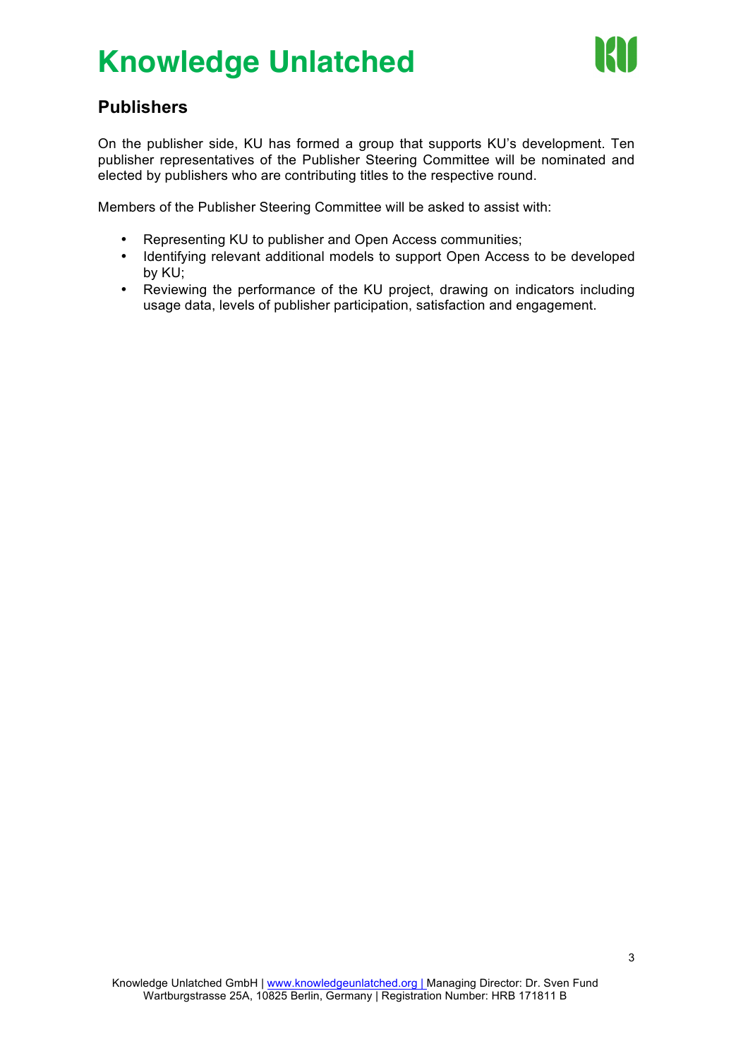## Publishers

On the publisher side, KU has formed a group that supports KU's development. Ten publisher representatives of the Publisher Steering Committee will be nominated and elected by publishers who are contributing titles to the respective round.

Members of the Publisher Steering Committee will be asked to assist with:

- Representing KU to publisher and Open Access communities;
- Identifying relevant additional models to support Open Access to be developed by KU;
- Reviewing the performance of the KU project, drawing on indicators including usage data, levels of publisher participation, satisfaction and engagement.